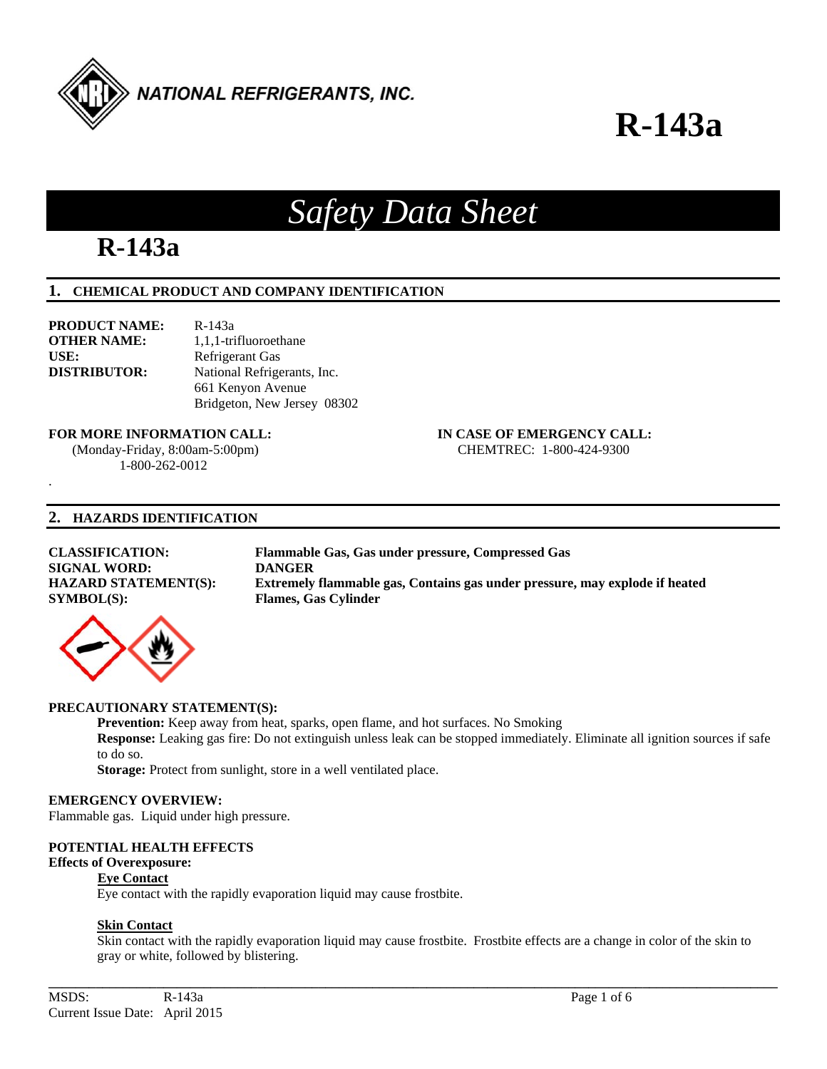NATIONAL REFRIGERANTS, INC.

# R-143a

# *Safety Data Sheet*

# R-143a

## 1. CHEMICAL PRODUCT AND COMPANY IDENTIFICATION

**PRODUCT NAME:** R-143a
**OTHER NAME:** 1,1,1-trifluoroethane
**USE:** Refrigerant Gas
**DISTRIBUTOR:** National Refrigerants, Inc.
661 Kenyon Avenue
Bridgeton, New Jersey 08302

**FOR MORE INFORMATION CALL:**
(Monday-Friday, 8:00am-5:00pm)
1-800-262-0012

**IN CASE OF EMERGENCY CALL:**
CHEMTREC: 1-800-424-9300

## 2. HAZARDS IDENTIFICATION

**CLASSIFICATION:** **Flammable Gas, Gas under pressure, Compressed Gas**
**SIGNAL WORD:** **DANGER**
**HAZARD STATEMENT(S):** **Extremely flammable gas, Contains gas under pressure, may explode if heated**
**SYMBOL(S):** **Flames, Gas Cylinder**

**PRECAUTIONARY STATEMENT(S):**

**Prevention:** Keep away from heat, sparks, open flame, and hot surfaces. No Smoking

**Response:** Leaking gas fire: Do not extinguish unless leak can be stopped immediately. Eliminate all ignition sources if safe to do so.

**Storage:** Protect from sunlight, store in a well ventilated place.

**EMERGENCY OVERVIEW:**
Flammable gas. Liquid under high pressure.

**POTENTIAL HEALTH EFFECTS**
**Effects of Overexposure:**

**Eye Contact**
Eye contact with the rapidly evaporation liquid may cause frostbite.

**Skin Contact**
Skin contact with the rapidly evaporation liquid may cause frostbite. Frostbite effects are a change in color of the skin to gray or white, followed by blistering.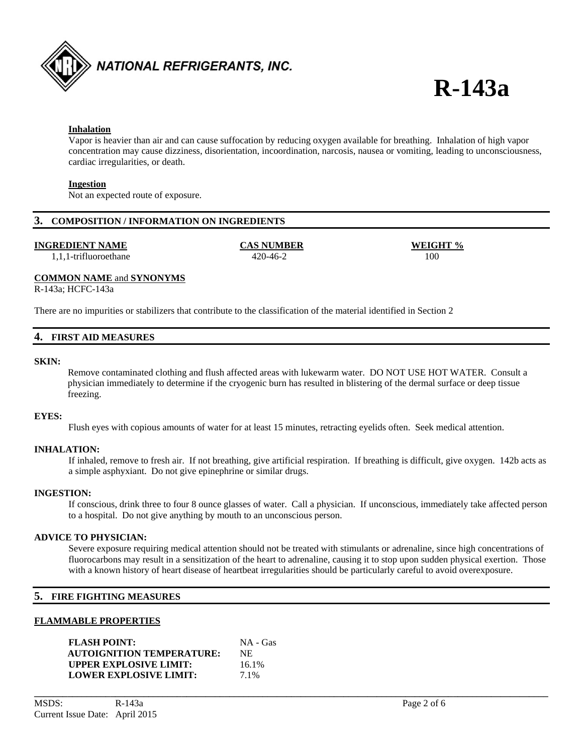**Inhalation**

Vapor is heavier than air and can cause suffocation by reducing oxygen available for breathing. Inhalation of high vapor concentration may cause dizziness, disorientation, incoordination, narcosis, nausea or vomiting, leading to unconsciousness, cardiac irregularities, or death.

**Ingestion**

Not an expected route of exposure.

## 3. COMPOSITION / INFORMATION ON INGREDIENTS

| INGREDIENT NAME | CAS NUMBER | WEIGHT % |
|---|---|---|
| 1,1,1-trifluoroethane | 420-46-2 | 100 |

**COMMON NAME and SYNONYMS**

R-143a; HCFC-143a

There are no impurities or stabilizers that contribute to the classification of the material identified in Section 2

## 4. FIRST AID MEASURES

**SKIN:**

Remove contaminated clothing and flush affected areas with lukewarm water. DO NOT USE HOT WATER. Consult a physician immediately to determine if the cryogenic burn has resulted in blistering of the dermal surface or deep tissue freezing.

**EYES:**

Flush eyes with copious amounts of water for at least 15 minutes, retracting eyelids often. Seek medical attention.

**INHALATION:**

If inhaled, remove to fresh air. If not breathing, give artificial respiration. If breathing is difficult, give oxygen. 142b acts as a simple asphyxiant. Do not give epinephrine or similar drugs.

**INGESTION:**

If conscious, drink three to four 8 ounce glasses of water. Call a physician. If unconscious, immediately take affected person to a hospital. Do not give anything by mouth to an unconscious person.

**ADVICE TO PHYSICIAN:**

Severe exposure requiring medical attention should not be treated with stimulants or adrenaline, since high concentrations of fluorocarbons may result in a sensitization of the heart to adrenaline, causing it to stop upon sudden physical exertion. Those with a known history of heart disease of heartbeat irregularities should be particularly careful to avoid overexposure.

## 5. FIRE FIGHTING MEASURES

**FLAMMABLE PROPERTIES**

| | |
|---|---|
| **FLASH POINT:** | NA - Gas |
| **AUTOIGNITION TEMPERATURE:** | NE |
| **UPPER EXPLOSIVE LIMIT:** | 16.1% |
| **LOWER EXPLOSIVE LIMIT:** | 7.1% |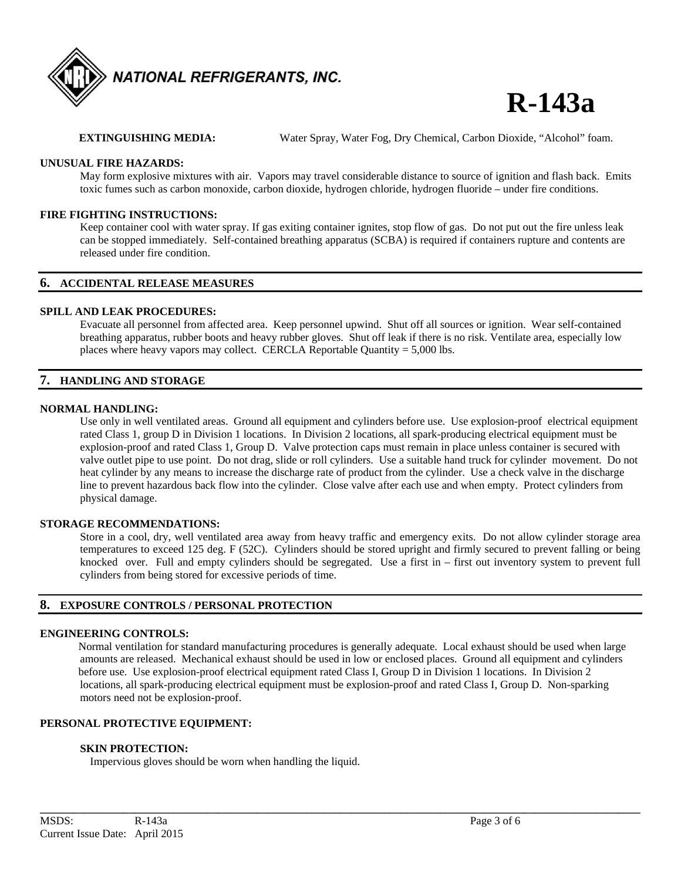**EXTINGUISHING MEDIA:** Water Spray, Water Fog, Dry Chemical, Carbon Dioxide, "Alcohol" foam.

**UNUSUAL FIRE HAZARDS:**

May form explosive mixtures with air. Vapors may travel considerable distance to source of ignition and flash back. Emits toxic fumes such as carbon monoxide, carbon dioxide, hydrogen chloride, hydrogen fluoride – under fire conditions.

**FIRE FIGHTING INSTRUCTIONS:**

Keep container cool with water spray. If gas exiting container ignites, stop flow of gas. Do not put out the fire unless leak can be stopped immediately. Self-contained breathing apparatus (SCBA) is required if containers rupture and contents are released under fire condition.

## 6. ACCIDENTAL RELEASE MEASURES

**SPILL AND LEAK PROCEDURES:**

Evacuate all personnel from affected area. Keep personnel upwind. Shut off all sources or ignition. Wear self-contained breathing apparatus, rubber boots and heavy rubber gloves. Shut off leak if there is no risk. Ventilate area, especially low places where heavy vapors may collect. CERCLA Reportable Quantity = 5,000 lbs.

## 7. HANDLING AND STORAGE

**NORMAL HANDLING:**

Use only in well ventilated areas. Ground all equipment and cylinders before use. Use explosion-proof electrical equipment rated Class 1, group D in Division 1 locations. In Division 2 locations, all spark-producing electrical equipment must be explosion-proof and rated Class 1, Group D. Valve protection caps must remain in place unless container is secured with valve outlet pipe to use point. Do not drag, slide or roll cylinders. Use a suitable hand truck for cylinder movement. Do not heat cylinder by any means to increase the discharge rate of product from the cylinder. Use a check valve in the discharge line to prevent hazardous back flow into the cylinder. Close valve after each use and when empty. Protect cylinders from physical damage.

**STORAGE RECOMMENDATIONS:**

Store in a cool, dry, well ventilated area away from heavy traffic and emergency exits. Do not allow cylinder storage area temperatures to exceed 125 deg. F (52C). Cylinders should be stored upright and firmly secured to prevent falling or being knocked over. Full and empty cylinders should be segregated. Use a first in – first out inventory system to prevent full cylinders from being stored for excessive periods of time.

## 8. EXPOSURE CONTROLS / PERSONAL PROTECTION

**ENGINEERING CONTROLS:**

Normal ventilation for standard manufacturing procedures is generally adequate. Local exhaust should be used when large amounts are released. Mechanical exhaust should be used in low or enclosed places. Ground all equipment and cylinders before use. Use explosion-proof electrical equipment rated Class I, Group D in Division 1 locations. In Division 2 locations, all spark-producing electrical equipment must be explosion-proof and rated Class I, Group D. Non-sparking motors need not be explosion-proof.

**PERSONAL PROTECTIVE EQUIPMENT:**

**SKIN PROTECTION:**

Impervious gloves should be worn when handling the liquid.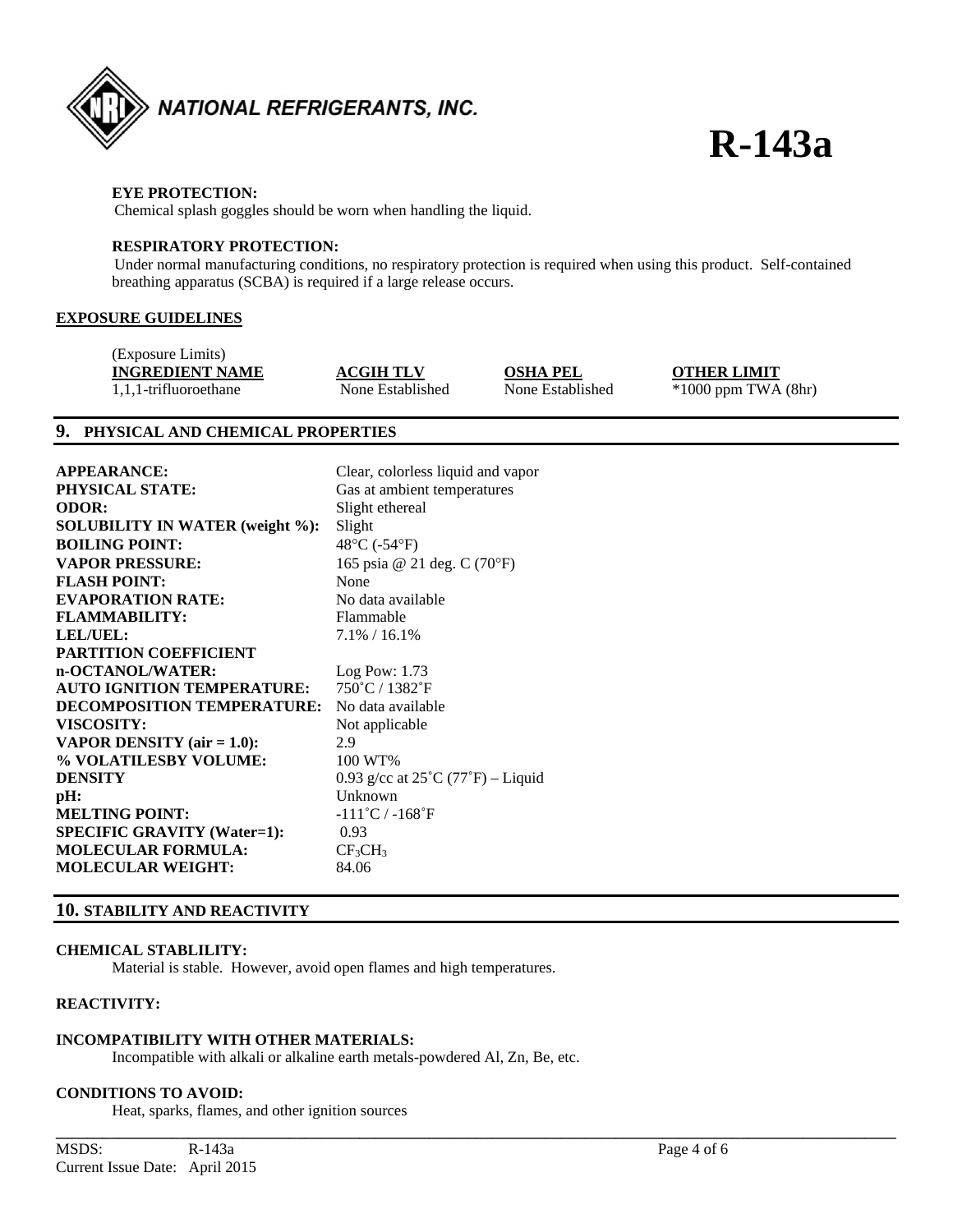**EYE PROTECTION:**
Chemical splash goggles should be worn when handling the liquid.

**RESPIRATORY PROTECTION:**
Under normal manufacturing conditions, no respiratory protection is required when using this product. Self-contained breathing apparatus (SCBA) is required if a large release occurs.

**EXPOSURE GUIDELINES**

(Exposure Limits)

| INGREDIENT NAME | ACGIH TLV | OSHA PEL | OTHER LIMIT |
|---|---|---|---|
| 1,1,1-trifluoroethane | None Established | None Established | *1000 ppm TWA (8hr) |

## 9. PHYSICAL AND CHEMICAL PROPERTIES

| | |
|---|---|
| **APPEARANCE:** | Clear, colorless liquid and vapor |
| **PHYSICAL STATE:** | Gas at ambient temperatures |
| **ODOR:** | Slight ethereal |
| **SOLUBILITY IN WATER (weight %):** | Slight |
| **BOILING POINT:** | 48°C (-54°F) |
| **VAPOR PRESSURE:** | 165 psia @ 21 deg. C (70°F) |
| **FLASH POINT:** | None |
| **EVAPORATION RATE:** | No data available |
| **FLAMMABILITY:** | Flammable |
| **LEL/UEL:** | 7.1% / 16.1% |
| **PARTITION COEFFICIENT n-OCTANOL/WATER:** | Log Pow: 1.73 |
| **AUTO IGNITION TEMPERATURE:** | 750˚C / 1382˚F |
| **DECOMPOSITION TEMPERATURE:** | No data available |
| **VISCOSITY:** | Not applicable |
| **VAPOR DENSITY (air = 1.0):** | 2.9 |
| **% VOLATILESBY VOLUME:** | 100 WT% |
| **DENSITY** | 0.93 g/cc at 25˚C (77˚F) – Liquid |
| **pH:** | Unknown |
| **MELTING POINT:** | -111˚C / -168˚F |
| **SPECIFIC GRAVITY (Water=1):** | 0.93 |
| **MOLECULAR FORMULA:** | $CF_3CH_3$ |
| **MOLECULAR WEIGHT:** | 84.06 |

## 10. STABILITY AND REACTIVITY

**CHEMICAL STABLILITY:**
Material is stable. However, avoid open flames and high temperatures.

**REACTIVITY:**

**INCOMPATIBILITY WITH OTHER MATERIALS:**
Incompatible with alkali or alkaline earth metals-powdered Al, Zn, Be, etc.

**CONDITIONS TO AVOID:**
Heat, sparks, flames, and other ignition sources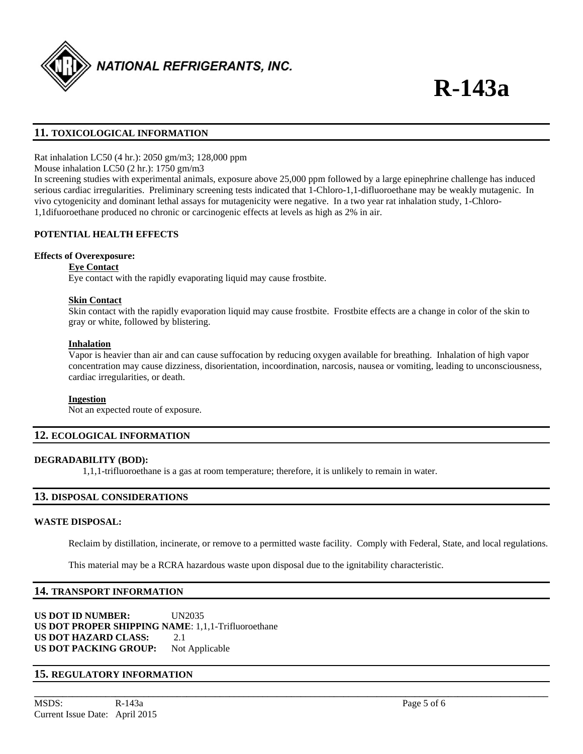## 11. TOXICOLOGICAL INFORMATION

Rat inhalation LC50 (4 hr.): 2050 gm/m3; 128,000 ppm
Mouse inhalation LC50 (2 hr.): 1750 gm/m3
In screening studies with experimental animals, exposure above 25,000 ppm followed by a large epinephrine challenge has induced serious cardiac irregularities. Preliminary screening tests indicated that 1-Chloro-1,1-difluoroethane may be weakly mutagenic. In vivo cytogenicity and dominant lethal assays for mutagenicity were negative. In a two year rat inhalation study, 1-Chloro-1,1difuoroethane produced no chronic or carcinogenic effects at levels as high as 2% in air.

### POTENTIAL HEALTH EFFECTS

**Effects of Overexposure:**

**Eye Contact**
Eye contact with the rapidly evaporating liquid may cause frostbite.

**Skin Contact**
Skin contact with the rapidly evaporation liquid may cause frostbite. Frostbite effects are a change in color of the skin to gray or white, followed by blistering.

**Inhalation**
Vapor is heavier than air and can cause suffocation by reducing oxygen available for breathing. Inhalation of high vapor concentration may cause dizziness, disorientation, incoordination, narcosis, nausea or vomiting, leading to unconsciousness, cardiac irregularities, or death.

**Ingestion**
Not an expected route of exposure.

## 12. ECOLOGICAL INFORMATION

**DEGRADABILITY (BOD):**

1,1,1-trifluoroethane is a gas at room temperature; therefore, it is unlikely to remain in water.

## 13. DISPOSAL CONSIDERATIONS

**WASTE DISPOSAL:**

Reclaim by distillation, incinerate, or remove to a permitted waste facility. Comply with Federal, State, and local regulations.

This material may be a RCRA hazardous waste upon disposal due to the ignitability characteristic.

## 14. TRANSPORT INFORMATION

**US DOT ID NUMBER:** UN2035
**US DOT PROPER SHIPPING NAME**: 1,1,1-Trifluoroethane
**US DOT HAZARD CLASS:** 2.1
**US DOT PACKING GROUP:** Not Applicable

## 15. REGULATORY INFORMATION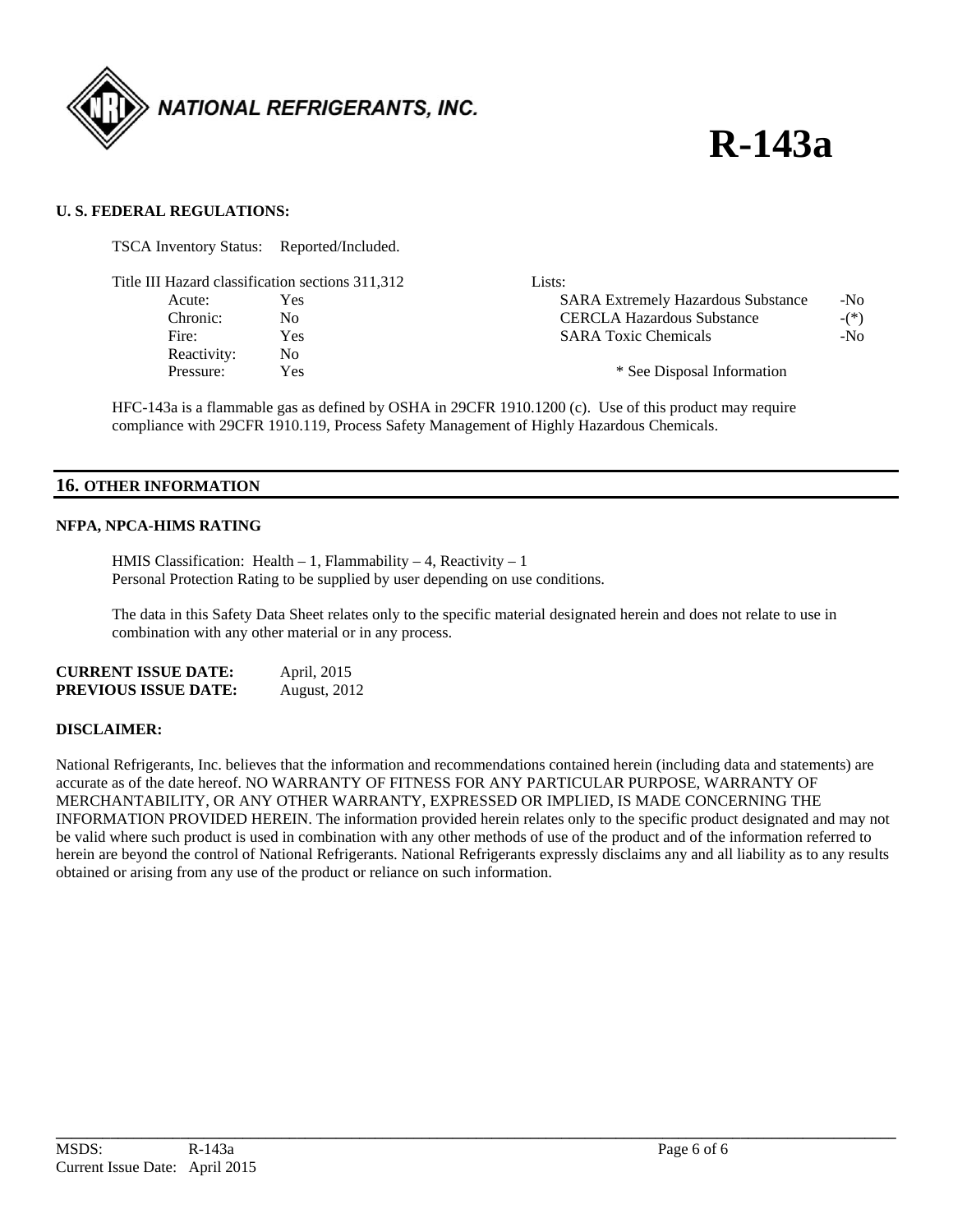**U. S. FEDERAL REGULATIONS:**

TSCA Inventory Status: Reported/Included.

| Title III Hazard classification sections 311,312 | | Lists: | |
|---|---|---|---|
| Acute: | Yes | SARA Extremely Hazardous Substance | -No |
| Chronic: | No | CERCLA Hazardous Substance | -(*) |
| Fire: | Yes | SARA Toxic Chemicals | -No |
| Reactivity: | No | | |
| Pressure: | Yes | * See Disposal Information | |

HFC-143a is a flammable gas as defined by OSHA in 29CFR 1910.1200 (c). Use of this product may require compliance with 29CFR 1910.119, Process Safety Management of Highly Hazardous Chemicals.

## 16. OTHER INFORMATION

**NFPA, NPCA-HIMS RATING**

HMIS Classification: Health – 1, Flammability – 4, Reactivity – 1
Personal Protection Rating to be supplied by user depending on use conditions.

The data in this Safety Data Sheet relates only to the specific material designated herein and does not relate to use in combination with any other material or in any process.

**CURRENT ISSUE DATE:** April, 2015
**PREVIOUS ISSUE DATE:** August, 2012

**DISCLAIMER:**

National Refrigerants, Inc. believes that the information and recommendations contained herein (including data and statements) are accurate as of the date hereof. NO WARRANTY OF FITNESS FOR ANY PARTICULAR PURPOSE, WARRANTY OF MERCHANTABILITY, OR ANY OTHER WARRANTY, EXPRESSED OR IMPLIED, IS MADE CONCERNING THE INFORMATION PROVIDED HEREIN. The information provided herein relates only to the specific product designated and may not be valid where such product is used in combination with any other methods of use of the product and of the information referred to herein are beyond the control of National Refrigerants. National Refrigerants expressly disclaims any and all liability as to any results obtained or arising from any use of the product or reliance on such information.